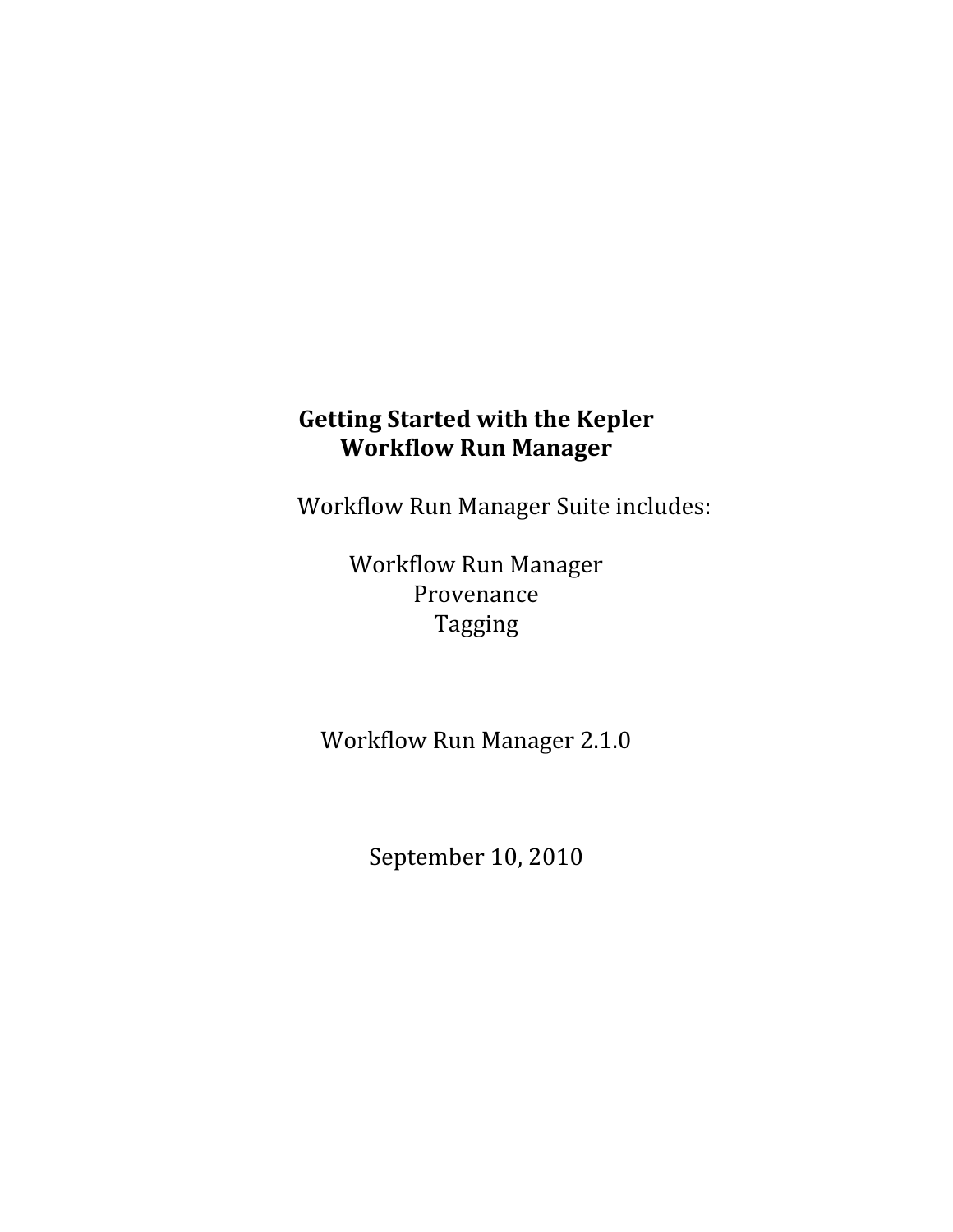# Getting Started with the Kepler Workflow Run Manager

Workflow Run Manager Suite includes:

Workflow Run Manager
Provenance
Tagging

Workflow Run Manager 2.1.0

September 10, 2010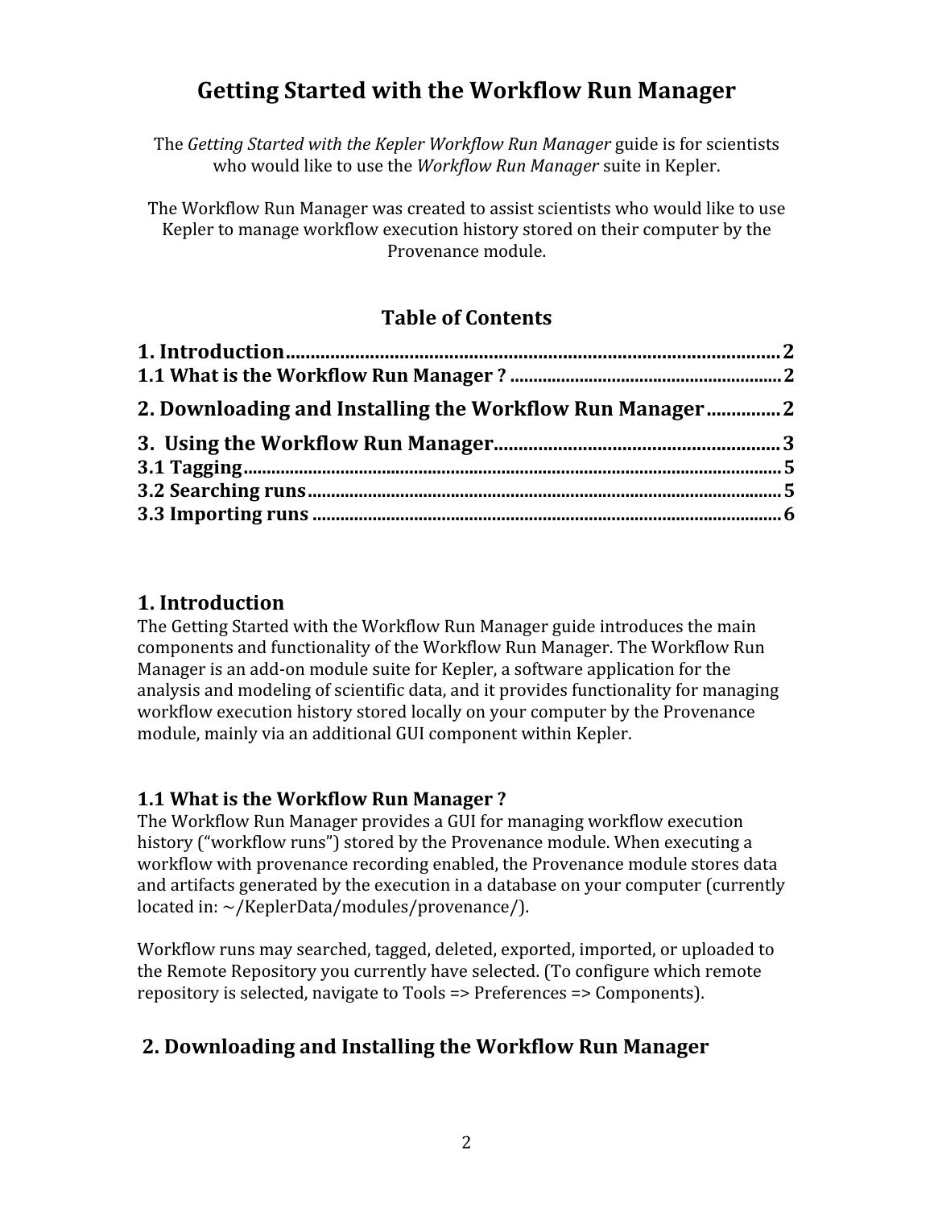# Getting Started with the Workflow Run Manager

The *Getting Started with the Kepler Workflow Run Manager* guide is for scientists who would like to use the *Workflow Run Manager* suite in Kepler.

The Workflow Run Manager was created to assist scientists who would like to use Kepler to manage workflow execution history stored on their computer by the Provenance module.

## Table of Contents

**1. Introduction** .......... 2
**1.1 What is the Workflow Run Manager ?** .......... 2
**2. Downloading and Installing the Workflow Run Manager** .......... 2
**3. Using the Workflow Run Manager** .......... 3
**3.1 Tagging** .......... 5
**3.2 Searching runs** .......... 5
**3.3 Importing runs** .......... 6

## 1. Introduction

The Getting Started with the Workflow Run Manager guide introduces the main components and functionality of the Workflow Run Manager. The Workflow Run Manager is an add-on module suite for Kepler, a software application for the analysis and modeling of scientific data, and it provides functionality for managing workflow execution history stored locally on your computer by the Provenance module, mainly via an additional GUI component within Kepler.

### 1.1 What is the Workflow Run Manager ?

The Workflow Run Manager provides a GUI for managing workflow execution history ("workflow runs") stored by the Provenance module. When executing a workflow with provenance recording enabled, the Provenance module stores data and artifacts generated by the execution in a database on your computer (currently located in: ~/KeplerData/modules/provenance/).

Workflow runs may searched, tagged, deleted, exported, imported, or uploaded to the Remote Repository you currently have selected. (To configure which remote repository is selected, navigate to Tools => Preferences => Components).

## 2. Downloading and Installing the Workflow Run Manager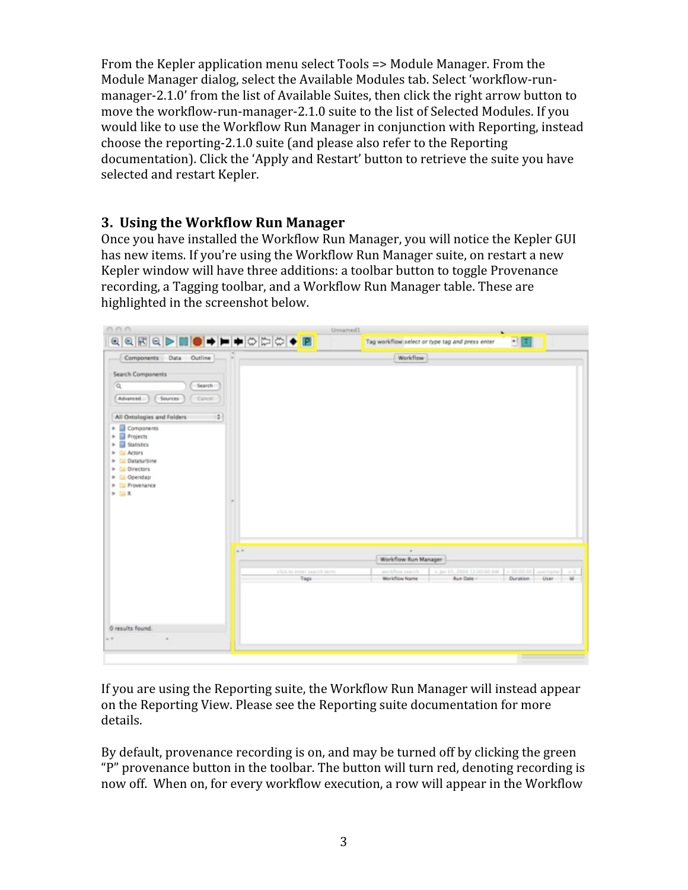From the Kepler application menu select Tools => Module Manager. From the Module Manager dialog, select the Available Modules tab. Select 'workflow-run-manager-2.1.0' from the list of Available Suites, then click the right arrow button to move the workflow-run-manager-2.1.0 suite to the list of Selected Modules. If you would like to use the Workflow Run Manager in conjunction with Reporting, instead choose the reporting-2.1.0 suite (and please also refer to the Reporting documentation). Click the 'Apply and Restart' button to retrieve the suite you have selected and restart Kepler.

## 3. Using the Workflow Run Manager

Once you have installed the Workflow Run Manager, you will notice the Kepler GUI has new items. If you're using the Workflow Run Manager suite, on restart a new Kepler window will have three additions: a toolbar button to toggle Provenance recording, a Tagging toolbar, and a Workflow Run Manager table. These are highlighted in the screenshot below.

If you are using the Reporting suite, the Workflow Run Manager will instead appear on the Reporting View. Please see the Reporting suite documentation for more details.

By default, provenance recording is on, and may be turned off by clicking the green "P" provenance button in the toolbar. The button will turn red, denoting recording is now off. When on, for every workflow execution, a row will appear in the Workflow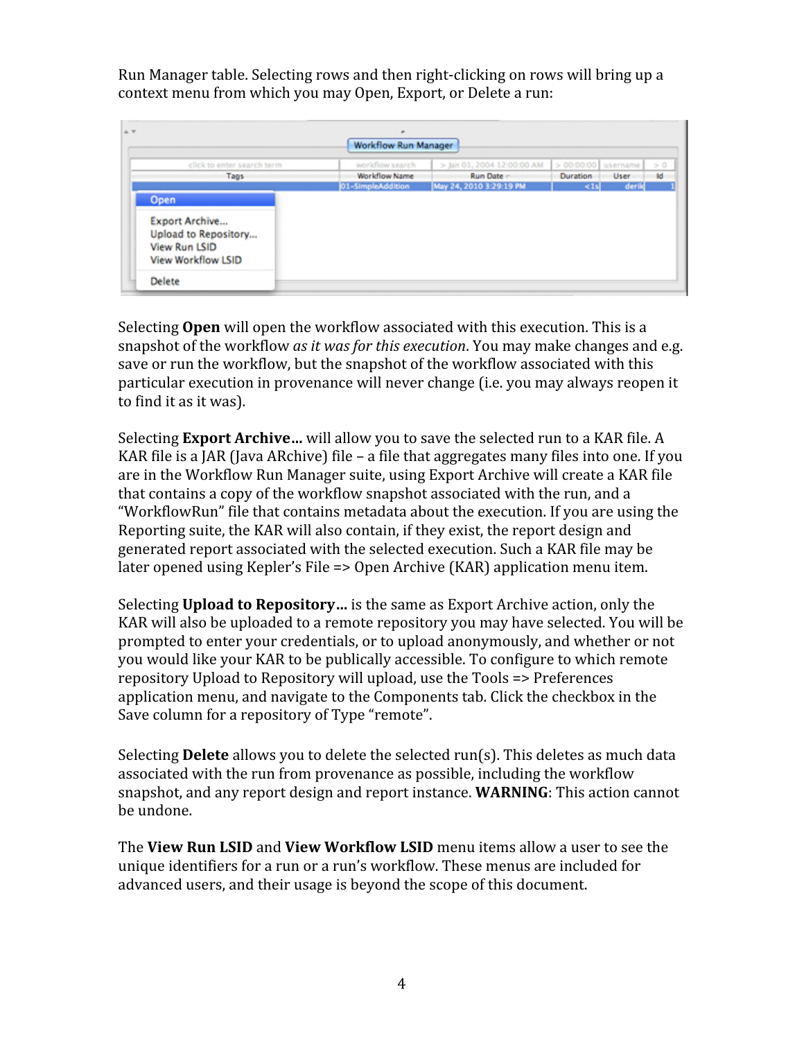Run Manager table. Selecting rows and then right-clicking on rows will bring up a context menu from which you may Open, Export, or Delete a run:

Selecting **Open** will open the workflow associated with this execution. This is a snapshot of the workflow *as it was for this execution*. You may make changes and e.g. save or run the workflow, but the snapshot of the workflow associated with this particular execution in provenance will never change (i.e. you may always reopen it to find it as it was).

Selecting **Export Archive…** will allow you to save the selected run to a KAR file. A KAR file is a JAR (Java ARchive) file – a file that aggregates many files into one. If you are in the Workflow Run Manager suite, using Export Archive will create a KAR file that contains a copy of the workflow snapshot associated with the run, and a "WorkflowRun" file that contains metadata about the execution. If you are using the Reporting suite, the KAR will also contain, if they exist, the report design and generated report associated with the selected execution. Such a KAR file may be later opened using Kepler's File => Open Archive (KAR) application menu item.

Selecting **Upload to Repository…** is the same as Export Archive action, only the KAR will also be uploaded to a remote repository you may have selected. You will be prompted to enter your credentials, or to upload anonymously, and whether or not you would like your KAR to be publically accessible. To configure to which remote repository Upload to Repository will upload, use the Tools => Preferences application menu, and navigate to the Components tab. Click the checkbox in the Save column for a repository of Type "remote".

Selecting **Delete** allows you to delete the selected run(s). This deletes as much data associated with the run from provenance as possible, including the workflow snapshot, and any report design and report instance. **WARNING**: This action cannot be undone.

The **View Run LSID** and **View Workflow LSID** menu items allow a user to see the unique identifiers for a run or a run's workflow. These menus are included for advanced users, and their usage is beyond the scope of this document.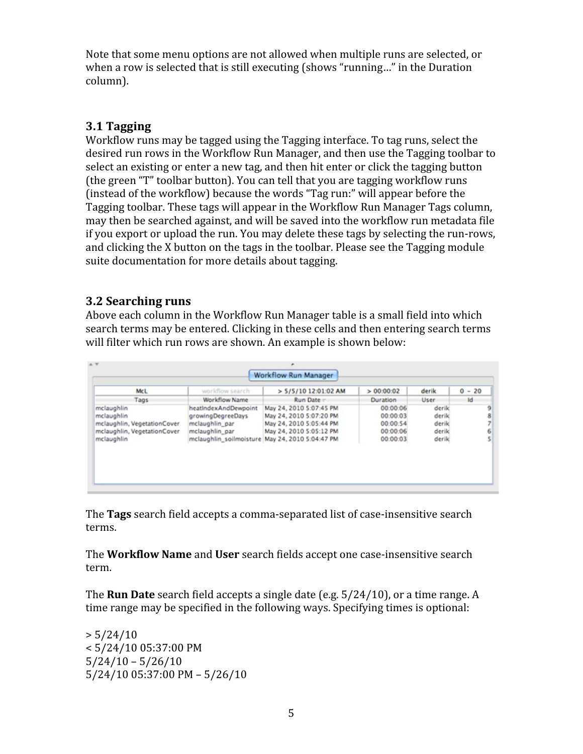Note that some menu options are not allowed when multiple runs are selected, or when a row is selected that is still executing (shows "running…" in the Duration column).

## 3.1 Tagging

Workflow runs may be tagged using the Tagging interface. To tag runs, select the desired run rows in the Workflow Run Manager, and then use the Tagging toolbar to select an existing or enter a new tag, and then hit enter or click the tagging button (the green "T" toolbar button). You can tell that you are tagging workflow runs (instead of the workflow) because the words "Tag run:" will appear before the Tagging toolbar. These tags will appear in the Workflow Run Manager Tags column, may then be searched against, and will be saved into the workflow run metadata file if you export or upload the run. You may delete these tags by selecting the run-rows, and clicking the X button on the tags in the toolbar. Please see the Tagging module suite documentation for more details about tagging.

## 3.2 Searching runs

Above each column in the Workflow Run Manager table is a small field into which search terms may be entered. Clicking in these cells and then entering search terms will filter which run rows are shown. An example is shown below:

**Workflow Run Manager**

| McL | workflow search | > 5/5/10 12:01:02 AM | > 00:00:02 | derik | 0 - 20 |
|---|---|---|---|---|---|
| **Tags** | **Workflow Name** | **Run Date** | **Duration** | **User** | **Id** |
| mclaughlin | heatIndexAndDewpoint | May 24, 2010 5:07:45 PM | 00:00:06 | derik | 9 |
| mclaughlin | growingDegreeDays | May 24, 2010 5:07:20 PM | 00:00:03 | derik | 8 |
| mclaughlin, VegetationCover | mclaughlin_par | May 24, 2010 5:05:44 PM | 00:00:54 | derik | 7 |
| mclaughlin, VegetationCover | mclaughlin_par | May 24, 2010 5:05:12 PM | 00:00:06 | derik | 6 |
| mclaughlin | mclaughlin_soilmoisture | May 24, 2010 5:04:47 PM | 00:00:03 | derik | 5 |

The **Tags** search field accepts a comma-separated list of case-insensitive search terms.

The **Workflow Name** and **User** search fields accept one case-insensitive search term.

The **Run Date** search field accepts a single date (e.g. 5/24/10), or a time range. A time range may be specified in the following ways. Specifying times is optional:

> 5/24/10
< 5/24/10 05:37:00 PM
5/24/10 – 5/26/10
5/24/10 05:37:00 PM – 5/26/10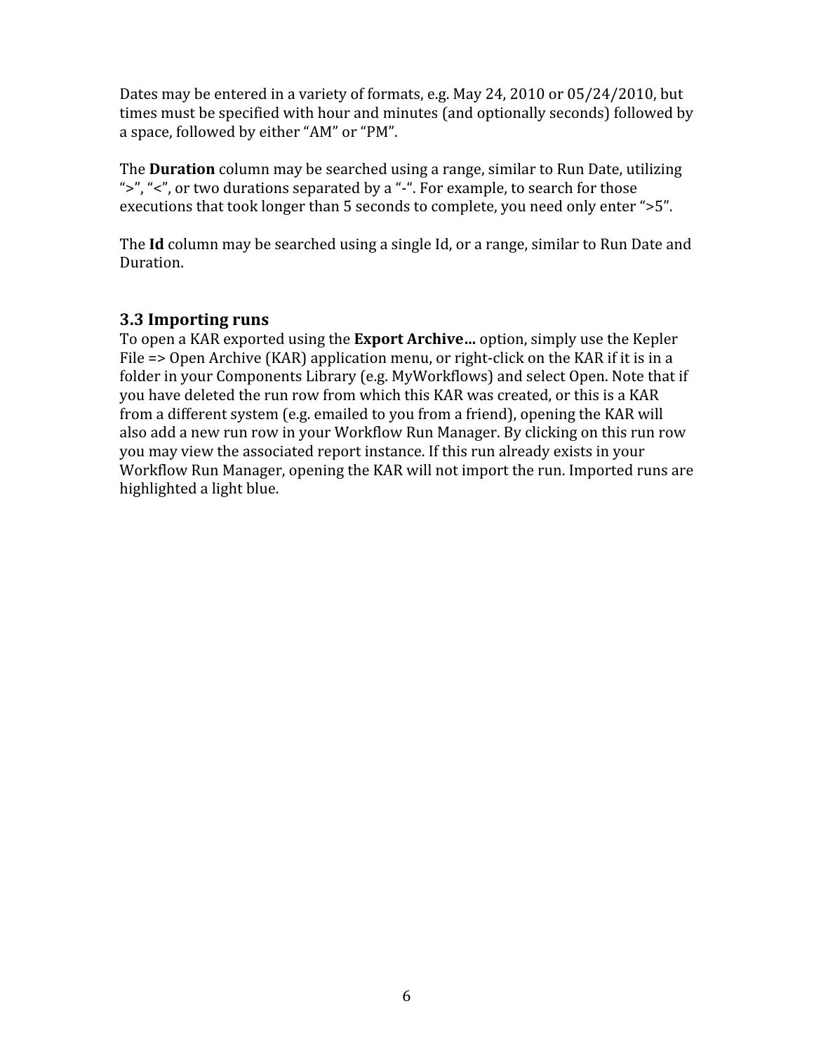Dates may be entered in a variety of formats, e.g. May 24, 2010 or 05/24/2010, but times must be specified with hour and minutes (and optionally seconds) followed by a space, followed by either “AM” or “PM”.

The **Duration** column may be searched using a range, similar to Run Date, utilizing “>”, “<”, or two durations separated by a “-“. For example, to search for those executions that took longer than 5 seconds to complete, you need only enter “>5”.

The **Id** column may be searched using a single Id, or a range, similar to Run Date and Duration.

### 3.3 Importing runs

To open a KAR exported using the **Export Archive…** option, simply use the Kepler File => Open Archive (KAR) application menu, or right-click on the KAR if it is in a folder in your Components Library (e.g. MyWorkflows) and select Open. Note that if you have deleted the run row from which this KAR was created, or this is a KAR from a different system (e.g. emailed to you from a friend), opening the KAR will also add a new run row in your Workflow Run Manager. By clicking on this run row you may view the associated report instance. If this run already exists in your Workflow Run Manager, opening the KAR will not import the run. Imported runs are highlighted a light blue.